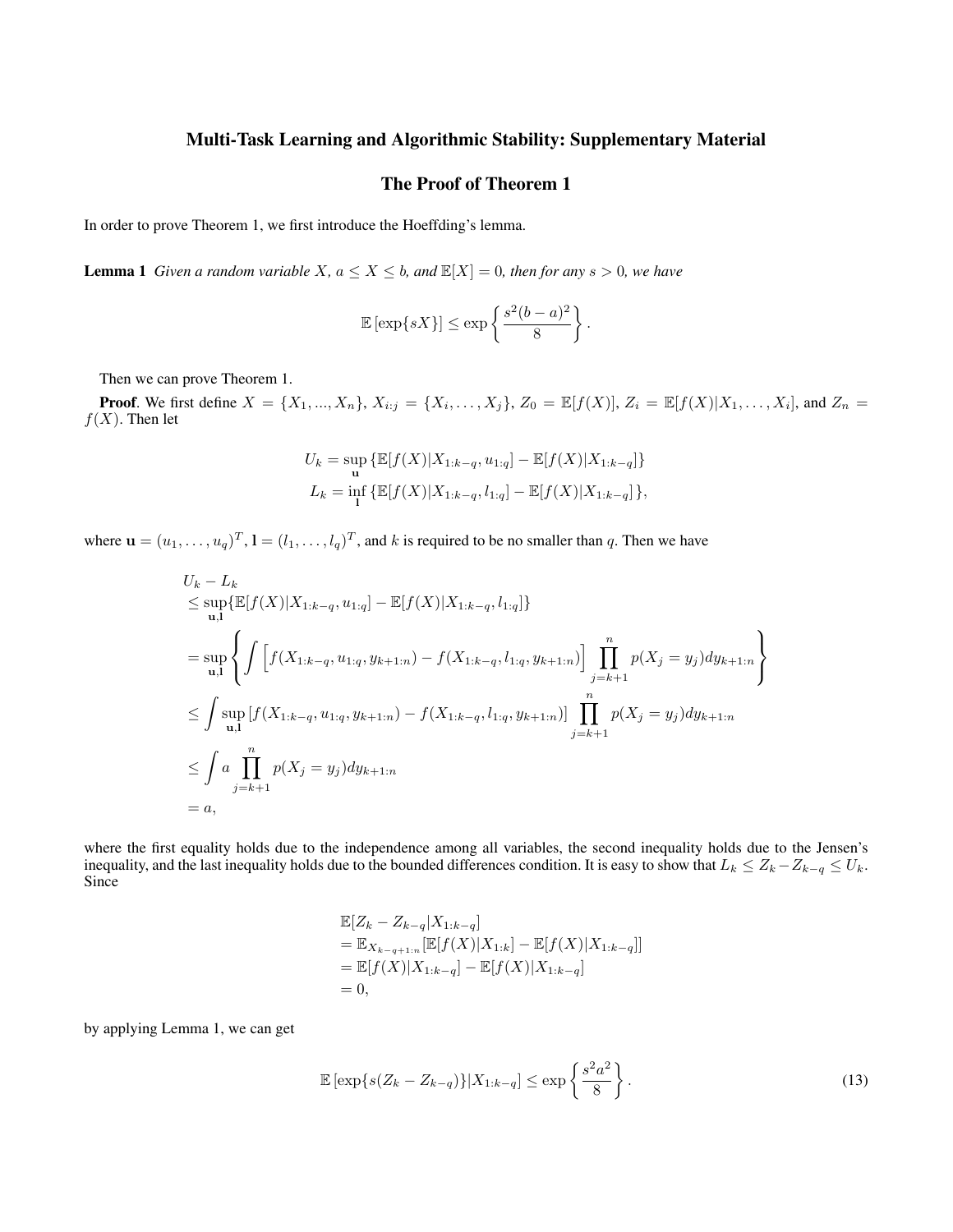# Multi-Task Learning and Algorithmic Stability: Supplementary Material

## The Proof of Theorem 1

In order to prove Theorem 1, we first introduce the Hoeffding's lemma.

**Lemma 1** *Given a random variable $X$, $a \leq X \leq b$, and $\mathbb{E}[X] = 0$, then for any $s > 0$, we have*

$$\mathbb{E}\left[\exp\{sX\}\right] \leq \exp\left\{\frac{s^2(b-a)^2}{8}\right\}.$$

Then we can prove Theorem 1.

**Proof**. We first define $X = \{X_1, ..., X_n\}$, $X_{i:j} = \{X_i, \ldots, X_j\}$, $Z_0 = \mathbb{E}[f(X)]$, $Z_i = \mathbb{E}[f(X)|X_1, \ldots, X_i]$, and $Z_n = f(X)$. Then let

$$U_k = \sup_{\mathbf{u}} \{\mathbb{E}[f(X)|X_{1:k-q}, u_{1:q}] - \mathbb{E}[f(X)|X_{1:k-q}]\}$$
$$L_k = \inf_{\mathbf{l}} \{\mathbb{E}[f(X)|X_{1:k-q}, l_{1:q}] - \mathbb{E}[f(X)|X_{1:k-q}]\},$$

where $\mathbf{u} = (u_1, \ldots, u_q)^T$, $\mathbf{l} = (l_1, \ldots, l_q)^T$, and $k$ is required to be no smaller than $q$. Then we have

$$\begin{aligned}
& U_k - L_k \\
& \leq \sup_{\mathbf{u},\mathbf{l}} \{\mathbb{E}[f(X)|X_{1:k-q}, u_{1:q}] - \mathbb{E}[f(X)|X_{1:k-q}, l_{1:q}]\} \\
& = \sup_{\mathbf{u},\mathbf{l}} \left\{ \int \Big[ f(X_{1:k-q}, u_{1:q}, y_{k+1:n}) - f(X_{1:k-q}, l_{1:q}, y_{k+1:n}) \Big] \prod_{j=k+1}^{n} p(X_j = y_j) dy_{k+1:n} \right\} \\
& \leq \int \sup_{\mathbf{u},\mathbf{l}} \left[ f(X_{1:k-q}, u_{1:q}, y_{k+1:n}) - f(X_{1:k-q}, l_{1:q}, y_{k+1:n}) \right] \prod_{j=k+1}^{n} p(X_j = y_j) dy_{k+1:n} \\
& \leq \int a \prod_{j=k+1}^{n} p(X_j = y_j) dy_{k+1:n} \\
& = a,
\end{aligned}$$

where the first equality holds due to the independence among all variables, the second inequality holds due to the Jensen's inequality, and the last inequality holds due to the bounded differences condition. It is easy to show that $L_k \leq Z_k - Z_{k-q} \leq U_k$. Since

$$\begin{aligned}
& \mathbb{E}[Z_k - Z_{k-q}|X_{1:k-q}] \\
& = \mathbb{E}_{X_{k-q+1:n}}[\mathbb{E}[f(X)|X_{1:k}] - \mathbb{E}[f(X)|X_{1:k-q}]] \\
& = \mathbb{E}[f(X)|X_{1:k-q}] - \mathbb{E}[f(X)|X_{1:k-q}] \\
& = 0,
\end{aligned}$$

by applying Lemma 1, we can get

$$\mathbb{E}\left[\exp\{s(Z_k - Z_{k-q})\}|X_{1:k-q}\right] \leq \exp\left\{\frac{s^2 a^2}{8}\right\}. \tag{13}$$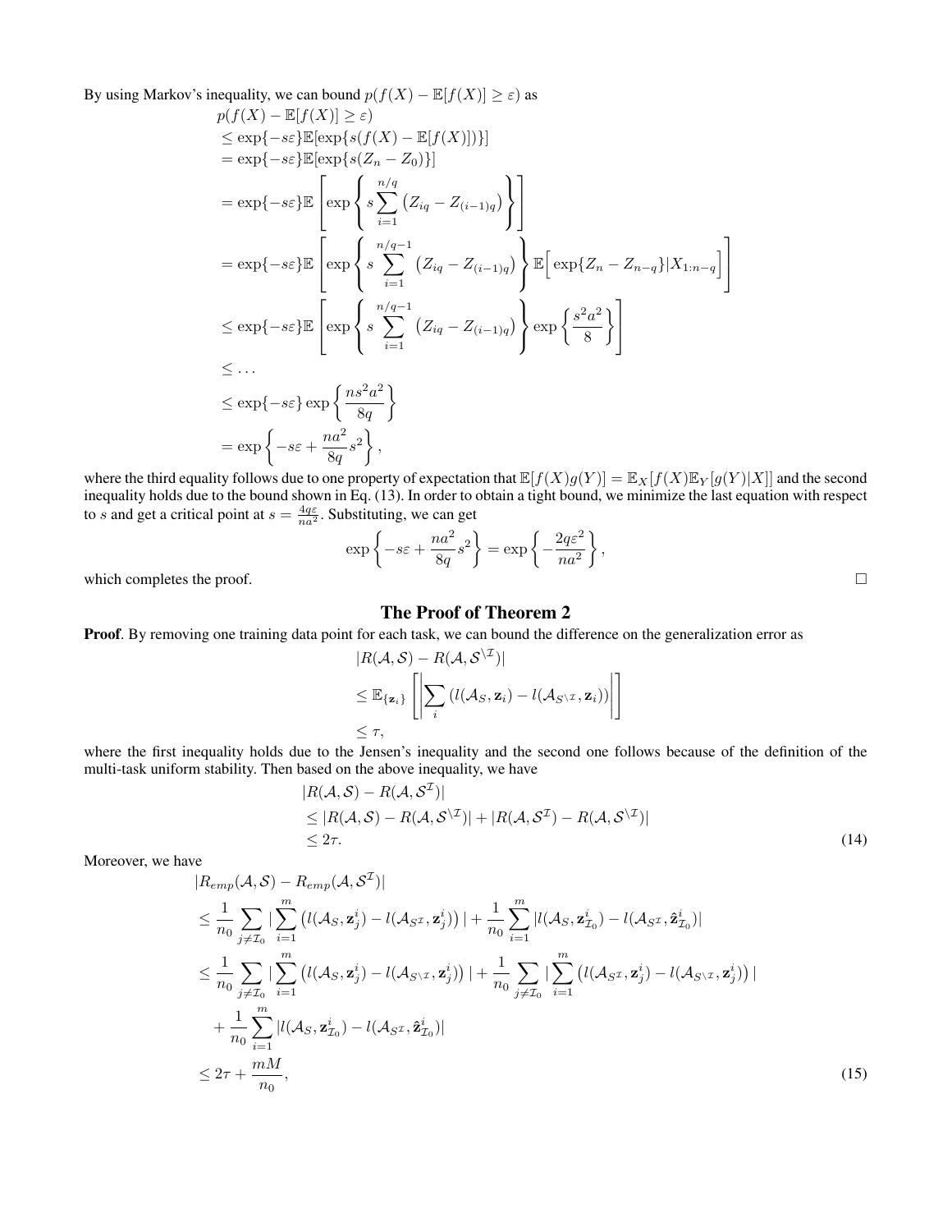By using Markov's inequality, we can bound $p(f(X) - \mathbb{E}[f(X)] \geq \varepsilon)$ as

$$
\begin{aligned}
& p(f(X) - \mathbb{E}[f(X)] \geq \varepsilon) \\
& \leq \exp\{-s\varepsilon\}\mathbb{E}[\exp\{s(f(X) - \mathbb{E}[f(X)])\}] \\
& = \exp\{-s\varepsilon\}\mathbb{E}[\exp\{s(Z_n - Z_0)\}] \\
& = \exp\{-s\varepsilon\}\mathbb{E}\left[\exp\left\{s\sum_{i=1}^{n/q}\left(Z_{iq} - Z_{(i-1)q}\right)\right\}\right] \\
& = \exp\{-s\varepsilon\}\mathbb{E}\left[\exp\left\{s\sum_{i=1}^{n/q-1}\left(Z_{iq} - Z_{(i-1)q}\right)\right\}\mathbb{E}\Big[\exp\{Z_n - Z_{n-q}\}|X_{1:n-q}\Big]\right] \\
& \leq \exp\{-s\varepsilon\}\mathbb{E}\left[\exp\left\{s\sum_{i=1}^{n/q-1}\left(Z_{iq} - Z_{(i-1)q}\right)\right\}\exp\left\{\frac{s^2a^2}{8}\right\}\right] \\
& \leq \dots \\
& \leq \exp\{-s\varepsilon\}\exp\left\{\frac{ns^2a^2}{8q}\right\} \\
& = \exp\left\{-s\varepsilon + \frac{na^2}{8q}s^2\right\},
\end{aligned}
$$

where the third equality follows due to one property of expectation that $\mathbb{E}[f(X)g(Y)] = \mathbb{E}_X[f(X)\mathbb{E}_Y[g(Y)|X]]$ and the second inequality holds due to the bound shown in Eq. (13). In order to obtain a tight bound, we minimize the last equation with respect to $s$ and get a critical point at $s = \frac{4q\varepsilon}{na^2}$. Substituting, we can get

$$
\exp\left\{-s\varepsilon + \frac{na^2}{8q}s^2\right\} = \exp\left\{-\frac{2q\varepsilon^2}{na^2}\right\},
$$

which completes the proof. □

## The Proof of Theorem 2

**Proof**. By removing one training data point for each task, we can bound the difference on the generalization error as

$$
\begin{aligned}
& |R(\mathcal{A}, \mathcal{S}) - R(\mathcal{A}, \mathcal{S}^{\setminus \mathcal{I}})| \\
& \leq \mathbb{E}_{\{\mathbf{z}_i\}}\left[\left|\sum_i \left(l(\mathcal{A}_S, \mathbf{z}_i) - l(\mathcal{A}_{S^{\setminus \mathcal{I}}}, \mathbf{z}_i)\right)\right|\right] \\
& \leq \tau,
\end{aligned}
$$

where the first inequality holds due to the Jensen's inequality and the second one follows because of the definition of the multi-task uniform stability. Then based on the above inequality, we have

$$
\begin{aligned}
& |R(\mathcal{A}, \mathcal{S}) - R(\mathcal{A}, \mathcal{S}^{\mathcal{I}})| \\
& \leq |R(\mathcal{A}, \mathcal{S}) - R(\mathcal{A}, \mathcal{S}^{\setminus \mathcal{I}})| + |R(\mathcal{A}, \mathcal{S}^{\mathcal{I}}) - R(\mathcal{A}, \mathcal{S}^{\setminus \mathcal{I}})| \\
& \leq 2\tau. \qquad (14)
\end{aligned}
$$

Moreover, we have

$$
\begin{aligned}
& |R_{emp}(\mathcal{A}, \mathcal{S}) - R_{emp}(\mathcal{A}, \mathcal{S}^{\mathcal{I}})| \\
& \leq \frac{1}{n_0}\sum_{j \neq \mathcal{I}_0}\Big|\sum_{i=1}^m \left(l(\mathcal{A}_S, \mathbf{z}_j^i) - l(\mathcal{A}_{S^{\mathcal{I}}}, \mathbf{z}_j^i)\right)\Big| + \frac{1}{n_0}\sum_{i=1}^m |l(\mathcal{A}_S, \mathbf{z}_{\mathcal{I}_0}^i) - l(\mathcal{A}_{S^{\mathcal{I}}}, \hat{\mathbf{z}}_{\mathcal{I}_0}^i)| \\
& \leq \frac{1}{n_0}\sum_{j \neq \mathcal{I}_0}\Big|\sum_{i=1}^m \left(l(\mathcal{A}_S, \mathbf{z}_j^i) - l(\mathcal{A}_{S^{\setminus \mathcal{I}}}, \mathbf{z}_j^i)\right)\Big| + \frac{1}{n_0}\sum_{j \neq \mathcal{I}_0}\Big|\sum_{i=1}^m \left(l(\mathcal{A}_{S^{\mathcal{I}}}, \mathbf{z}_j^i) - l(\mathcal{A}_{S^{\setminus \mathcal{I}}}, \mathbf{z}_j^i)\right)\Big| \\
& \quad + \frac{1}{n_0}\sum_{i=1}^m |l(\mathcal{A}_S, \mathbf{z}_{\mathcal{I}_0}^i) - l(\mathcal{A}_{S^{\mathcal{I}}}, \hat{\mathbf{z}}_{\mathcal{I}_0}^i)| \\
& \leq 2\tau + \frac{mM}{n_0}, \qquad (15)
\end{aligned}
$$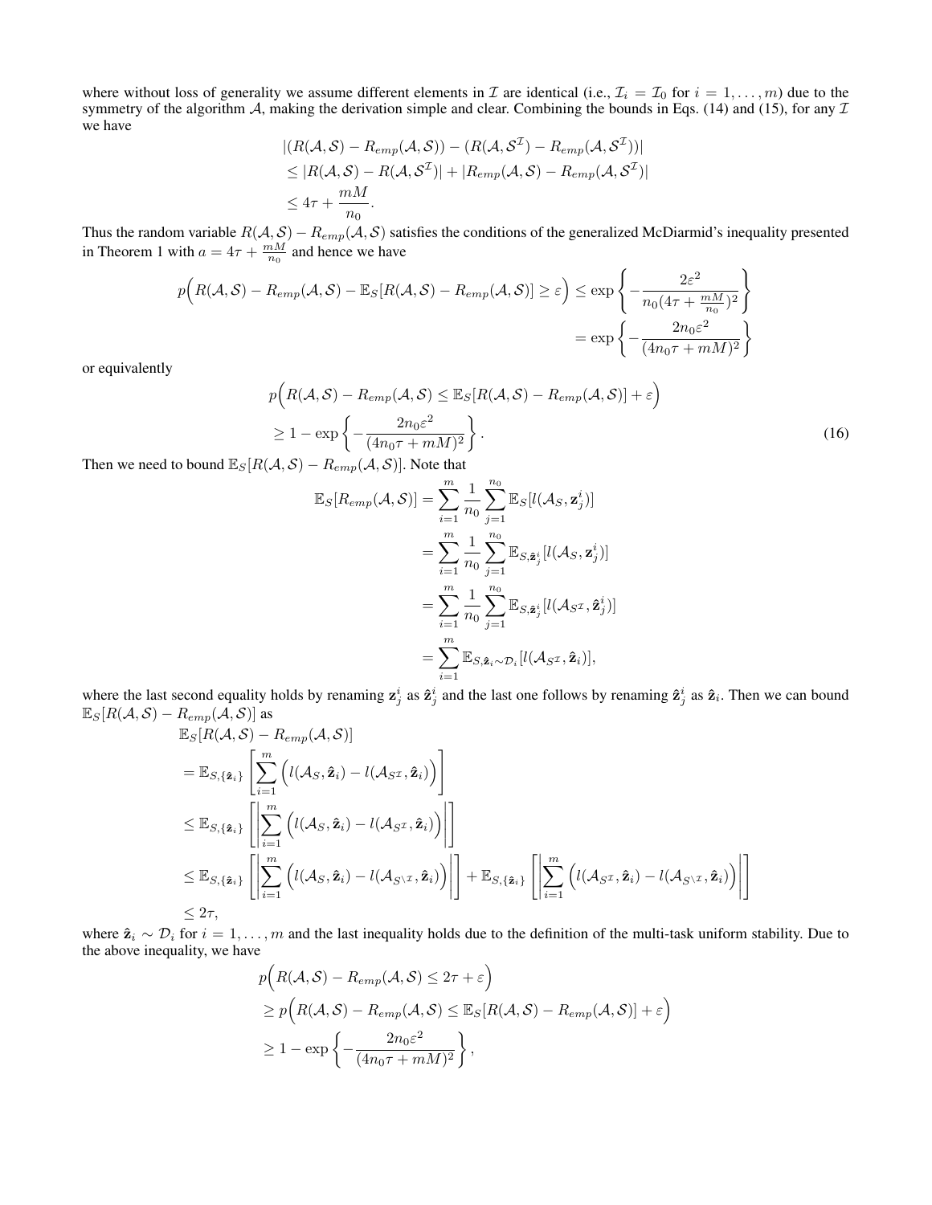where without loss of generality we assume different elements in $\mathcal{I}$ are identical (i.e., $\mathcal{I}_i = \mathcal{I}_0$ for $i = 1, \ldots, m$) due to the symmetry of the algorithm $\mathcal{A}$, making the derivation simple and clear. Combining the bounds in Eqs. (14) and (15), for any $\mathcal{I}$ we have

$$
\begin{aligned}
&|(R(\mathcal{A}, \mathcal{S}) - R_{emp}(\mathcal{A}, \mathcal{S})) - (R(\mathcal{A}, \mathcal{S}^{\mathcal{I}}) - R_{emp}(\mathcal{A}, \mathcal{S}^{\mathcal{I}}))| \\
&\leq |R(\mathcal{A}, \mathcal{S}) - R(\mathcal{A}, \mathcal{S}^{\mathcal{I}})| + |R_{emp}(\mathcal{A}, \mathcal{S}) - R_{emp}(\mathcal{A}, \mathcal{S}^{\mathcal{I}})| \\
&\leq 4\tau + \frac{mM}{n_0}.
\end{aligned}
$$

Thus the random variable $R(\mathcal{A}, \mathcal{S}) - R_{emp}(\mathcal{A}, \mathcal{S})$ satisfies the conditions of the generalized McDiarmid's inequality presented in Theorem 1 with $a = 4\tau + \frac{mM}{n_0}$ and hence we have

$$
\begin{aligned}
p\Big(R(\mathcal{A}, \mathcal{S}) - R_{emp}(\mathcal{A}, \mathcal{S}) - \mathbb{E}_S[R(\mathcal{A}, \mathcal{S}) - R_{emp}(\mathcal{A}, \mathcal{S})] \geq \varepsilon\Big) &\leq \exp\left\{-\frac{2\varepsilon^2}{n_0(4\tau + \frac{mM}{n_0})^2}\right\} \\
&= \exp\left\{-\frac{2n_0\varepsilon^2}{(4n_0\tau + mM)^2}\right\}
\end{aligned}
$$

or equivalently

$$
\begin{aligned}
&p\Big(R(\mathcal{A}, \mathcal{S}) - R_{emp}(\mathcal{A}, \mathcal{S}) \leq \mathbb{E}_S[R(\mathcal{A}, \mathcal{S}) - R_{emp}(\mathcal{A}, \mathcal{S})] + \varepsilon\Big) \\
&\geq 1 - \exp\left\{-\frac{2n_0\varepsilon^2}{(4n_0\tau + mM)^2}\right\}.
\end{aligned} \tag{16}
$$

Then we need to bound $\mathbb{E}_S[R(\mathcal{A}, \mathcal{S}) - R_{emp}(\mathcal{A}, \mathcal{S})]$. Note that

$$
\begin{aligned}
\mathbb{E}_S[R_{emp}(\mathcal{A}, \mathcal{S})] &= \sum_{i=1}^{m} \frac{1}{n_0} \sum_{j=1}^{n_0} \mathbb{E}_S[l(\mathcal{A}_S, \mathbf{z}_j^i)] \\
&= \sum_{i=1}^{m} \frac{1}{n_0} \sum_{j=1}^{n_0} \mathbb{E}_{S, \hat{\mathbf{z}}_j^i}[l(\mathcal{A}_S, \mathbf{z}_j^i)] \\
&= \sum_{i=1}^{m} \frac{1}{n_0} \sum_{j=1}^{n_0} \mathbb{E}_{S, \hat{\mathbf{z}}_j^i}[l(\mathcal{A}_{S^{\mathcal{I}}}, \hat{\mathbf{z}}_j^i)] \\
&= \sum_{i=1}^{m} \mathbb{E}_{S, \hat{\mathbf{z}}_i \sim \mathcal{D}_i}[l(\mathcal{A}_{S^{\mathcal{I}}}, \hat{\mathbf{z}}_i)],
\end{aligned}
$$

where the last second equality holds by renaming $\mathbf{z}_j^i$ as $\hat{\mathbf{z}}_j^i$ and the last one follows by renaming $\hat{\mathbf{z}}_j^i$ as $\hat{\mathbf{z}}_i$. Then we can bound $\mathbb{E}_S[R(\mathcal{A}, \mathcal{S}) - R_{emp}(\mathcal{A}, \mathcal{S})]$ as

$$
\begin{aligned}
&\mathbb{E}_S[R(\mathcal{A}, \mathcal{S}) - R_{emp}(\mathcal{A}, \mathcal{S})] \\
&= \mathbb{E}_{S, \{\hat{\mathbf{z}}_i\}}\left[\sum_{i=1}^{m}\Big(l(\mathcal{A}_S, \hat{\mathbf{z}}_i) - l(\mathcal{A}_{S^{\mathcal{I}}}, \hat{\mathbf{z}}_i)\Big)\right] \\
&\leq \mathbb{E}_{S, \{\hat{\mathbf{z}}_i\}}\left[\left|\sum_{i=1}^{m}\Big(l(\mathcal{A}_S, \hat{\mathbf{z}}_i) - l(\mathcal{A}_{S^{\mathcal{I}}}, \hat{\mathbf{z}}_i)\Big)\right|\right] \\
&\leq \mathbb{E}_{S, \{\hat{\mathbf{z}}_i\}}\left[\left|\sum_{i=1}^{m}\Big(l(\mathcal{A}_S, \hat{\mathbf{z}}_i) - l(\mathcal{A}_{S^{\setminus\mathcal{I}}}, \hat{\mathbf{z}}_i)\Big)\right|\right] + \mathbb{E}_{S, \{\hat{\mathbf{z}}_i\}}\left[\left|\sum_{i=1}^{m}\Big(l(\mathcal{A}_{S^{\mathcal{I}}}, \hat{\mathbf{z}}_i) - l(\mathcal{A}_{S^{\setminus\mathcal{I}}}, \hat{\mathbf{z}}_i)\Big)\right|\right] \\
&\leq 2\tau,
\end{aligned}
$$

where $\hat{\mathbf{z}}_i \sim \mathcal{D}_i$ for $i = 1, \ldots, m$ and the last inequality holds due to the definition of the multi-task uniform stability. Due to the above inequality, we have

$$
\begin{aligned}
&p\Big(R(\mathcal{A}, \mathcal{S}) - R_{emp}(\mathcal{A}, \mathcal{S}) \leq 2\tau + \varepsilon\Big) \\
&\geq p\Big(R(\mathcal{A}, \mathcal{S}) - R_{emp}(\mathcal{A}, \mathcal{S}) \leq \mathbb{E}_S[R(\mathcal{A}, \mathcal{S}) - R_{emp}(\mathcal{A}, \mathcal{S})] + \varepsilon\Big) \\
&\geq 1 - \exp\left\{-\frac{2n_0\varepsilon^2}{(4n_0\tau + mM)^2}\right\},
\end{aligned}
$$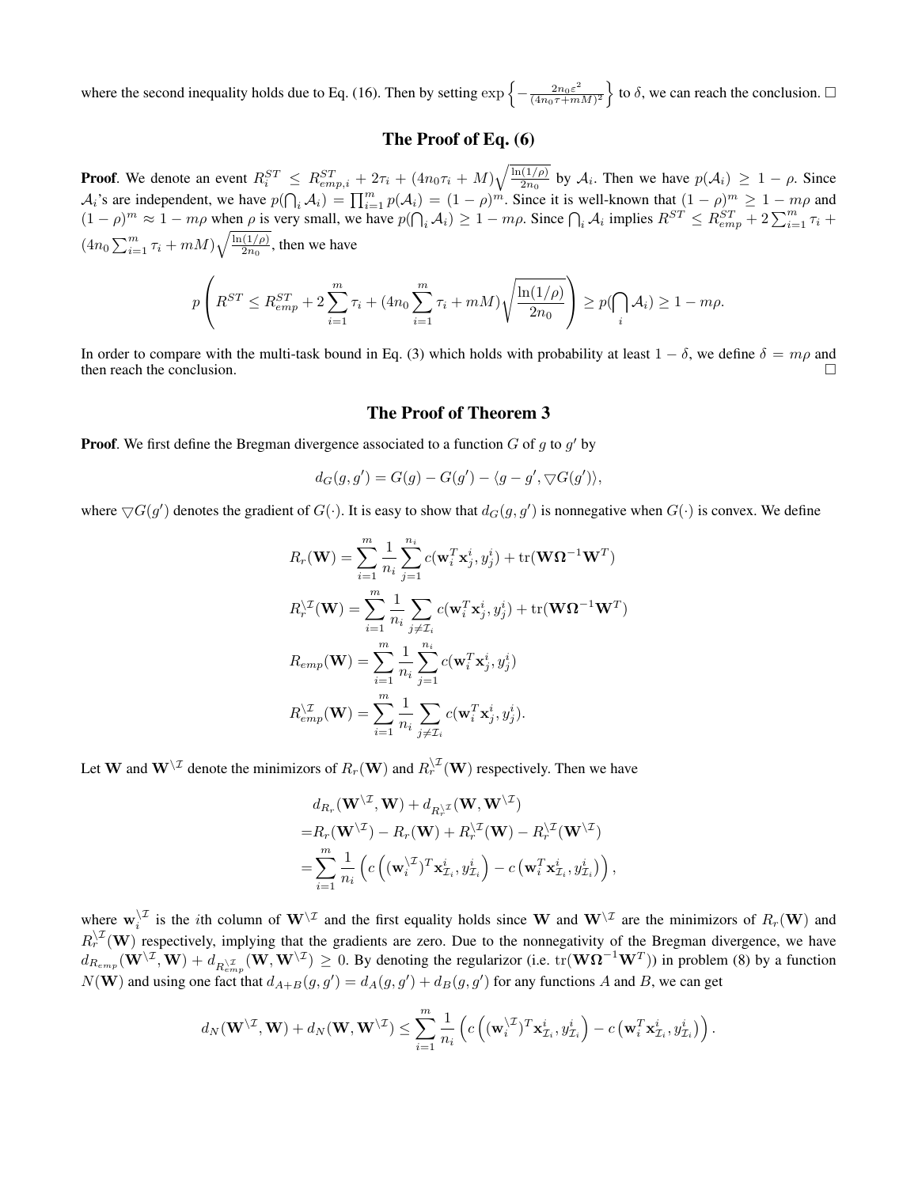where the second inequality holds due to Eq. (16). Then by setting $\exp\left\{-\frac{2n_0\varepsilon^2}{(4n_0\tau+mM)^2}\right\}$ to $\delta$, we can reach the conclusion. □

## The Proof of Eq. (6)

**Proof**. We denote an event $R_i^{ST} \leq R_{emp,i}^{ST} + 2\tau_i + (4n_0\tau_i + M)\sqrt{\frac{\ln(1/\rho)}{2n_0}}$ by $\mathcal{A}_i$. Then we have $p(\mathcal{A}_i) \geq 1-\rho$. Since $\mathcal{A}_i$'s are independent, we have $p(\bigcap_i \mathcal{A}_i) = \prod_{i=1}^m p(\mathcal{A}_i) = (1-\rho)^m$. Since it is well-known that $(1-\rho)^m \geq 1 - m\rho$ and $(1-\rho)^m \approx 1 - m\rho$ when $\rho$ is very small, we have $p(\bigcap_i \mathcal{A}_i) \geq 1 - m\rho$. Since $\bigcap_i \mathcal{A}_i$ implies $R^{ST} \leq R_{emp}^{ST} + 2\sum_{i=1}^m \tau_i + (4n_0\sum_{i=1}^m \tau_i + mM)\sqrt{\frac{\ln(1/\rho)}{2n_0}}$, then we have

$$p\left(R^{ST} \leq R_{emp}^{ST} + 2\sum_{i=1}^m \tau_i + (4n_0\sum_{i=1}^m \tau_i + mM)\sqrt{\frac{\ln(1/\rho)}{2n_0}}\right) \geq p(\bigcap_i \mathcal{A}_i) \geq 1 - m\rho.$$

In order to compare with the multi-task bound in Eq. (3) which holds with probability at least $1-\delta$, we define $\delta = m\rho$ and then reach the conclusion. □

## The Proof of Theorem 3

**Proof**. We first define the Bregman divergence associated to a function $G$ of $g$ to $g'$ by

$$d_G(g, g') = G(g) - G(g') - \langle g - g', \bigtriangledown G(g')\rangle,$$

where $\bigtriangledown G(g')$ denotes the gradient of $G(\cdot)$. It is easy to show that $d_G(g, g')$ is nonnegative when $G(\cdot)$ is convex. We define

$$\begin{aligned}
R_r(\mathbf{W}) &= \sum_{i=1}^m \frac{1}{n_i}\sum_{j=1}^{n_i} c(\mathbf{w}_i^T\mathbf{x}_j^i, y_j^i) + \mathrm{tr}(\mathbf{W}\mathbf{\Omega}^{-1}\mathbf{W}^T) \\
R_r^{\setminus\mathcal{I}}(\mathbf{W}) &= \sum_{i=1}^m \frac{1}{n_i}\sum_{j\neq\mathcal{I}_i} c(\mathbf{w}_i^T\mathbf{x}_j^i, y_j^i) + \mathrm{tr}(\mathbf{W}\mathbf{\Omega}^{-1}\mathbf{W}^T) \\
R_{emp}(\mathbf{W}) &= \sum_{i=1}^m \frac{1}{n_i}\sum_{j=1}^{n_i} c(\mathbf{w}_i^T\mathbf{x}_j^i, y_j^i) \\
R_{emp}^{\setminus\mathcal{I}}(\mathbf{W}) &= \sum_{i=1}^m \frac{1}{n_i}\sum_{j\neq\mathcal{I}_i} c(\mathbf{w}_i^T\mathbf{x}_j^i, y_j^i).
\end{aligned}$$

Let $\mathbf{W}$ and $\mathbf{W}^{\setminus\mathcal{I}}$ denote the minimizors of $R_r(\mathbf{W})$ and $R_r^{\setminus\mathcal{I}}(\mathbf{W})$ respectively. Then we have

$$\begin{aligned}
&d_{R_r}(\mathbf{W}^{\setminus\mathcal{I}}, \mathbf{W}) + d_{R_r^{\setminus\mathcal{I}}}(\mathbf{W}, \mathbf{W}^{\setminus\mathcal{I}}) \\
=&R_r(\mathbf{W}^{\setminus\mathcal{I}}) - R_r(\mathbf{W}) + R_r^{\setminus\mathcal{I}}(\mathbf{W}) - R_r^{\setminus\mathcal{I}}(\mathbf{W}^{\setminus\mathcal{I}}) \\
=&\sum_{i=1}^m \frac{1}{n_i}\left(c\left((\mathbf{w}_i^{\setminus\mathcal{I}})^T\mathbf{x}_{\mathcal{I}_i}^i, y_{\mathcal{I}_i}^i\right) - c\left(\mathbf{w}_i^T\mathbf{x}_{\mathcal{I}_i}^i, y_{\mathcal{I}_i}^i\right)\right),
\end{aligned}$$

where $\mathbf{w}_i^{\setminus\mathcal{I}}$ is the $i$th column of $\mathbf{W}^{\setminus\mathcal{I}}$ and the first equality holds since $\mathbf{W}$ and $\mathbf{W}^{\setminus\mathcal{I}}$ are the minimizors of $R_r(\mathbf{W})$ and $R_r^{\setminus\mathcal{I}}(\mathbf{W})$ respectively, implying that the gradients are zero. Due to the nonnegativity of the Bregman divergence, we have $d_{R_{emp}}(\mathbf{W}^{\setminus\mathcal{I}}, \mathbf{W}) + d_{R_{emp}^{\setminus\mathcal{I}}}(\mathbf{W}, \mathbf{W}^{\setminus\mathcal{I}}) \geq 0$. By denoting the regularizor (i.e. $\mathrm{tr}(\mathbf{W}\mathbf{\Omega}^{-1}\mathbf{W}^T)$) in problem (8) by a function $N(\mathbf{W})$ and using one fact that $d_{A+B}(g, g') = d_A(g, g') + d_B(g, g')$ for any functions $A$ and $B$, we can get

$$d_N(\mathbf{W}^{\setminus\mathcal{I}}, \mathbf{W}) + d_N(\mathbf{W}, \mathbf{W}^{\setminus\mathcal{I}}) \leq \sum_{i=1}^m \frac{1}{n_i}\left(c\left((\mathbf{w}_i^{\setminus\mathcal{I}})^T\mathbf{x}_{\mathcal{I}_i}^i, y_{\mathcal{I}_i}^i\right) - c\left(\mathbf{w}_i^T\mathbf{x}_{\mathcal{I}_i}^i, y_{\mathcal{I}_i}^i\right)\right).$$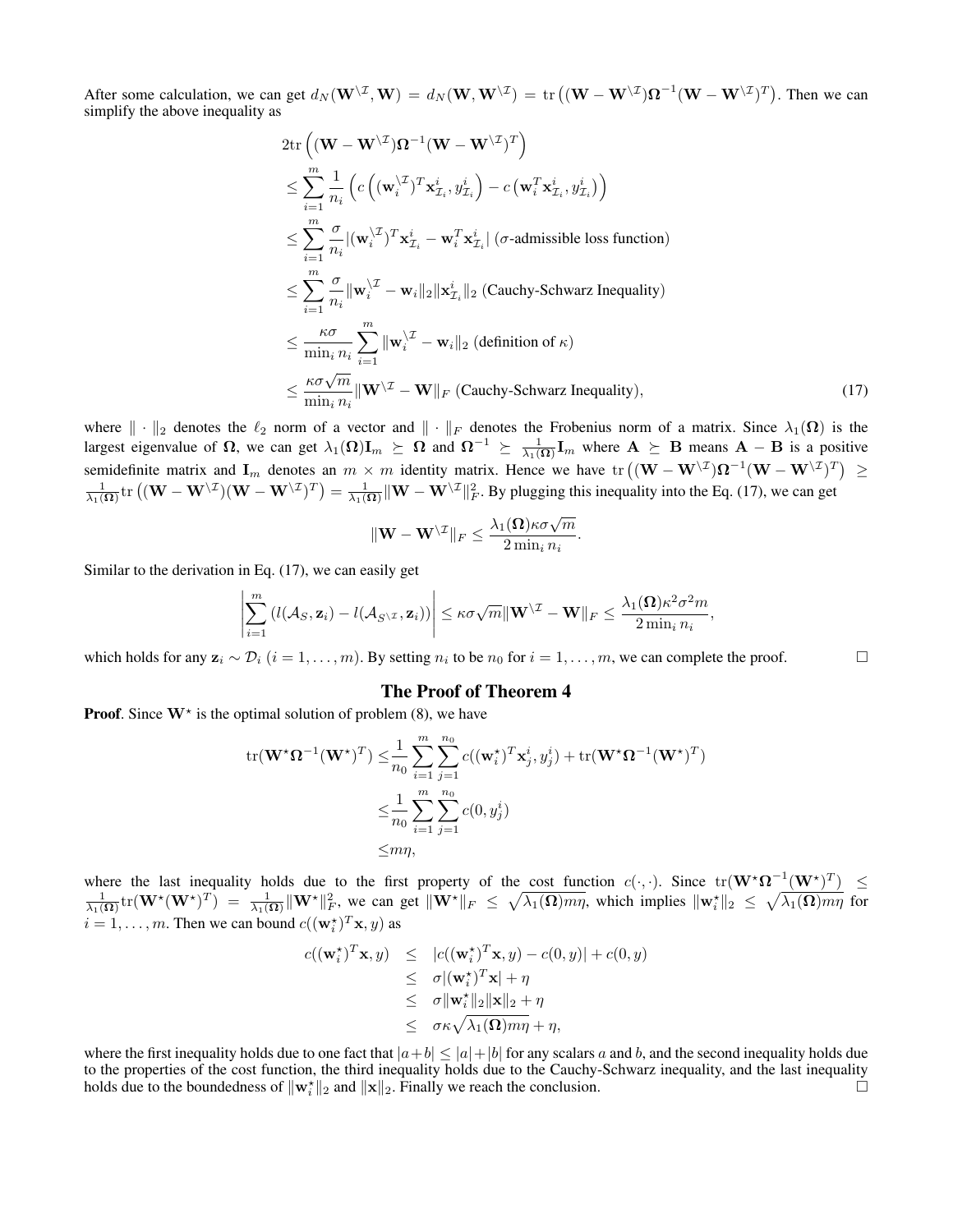After some calculation, we can get $d_N(\mathbf{W}^{\setminus\mathcal{I}}, \mathbf{W}) = d_N(\mathbf{W}, \mathbf{W}^{\setminus\mathcal{I}}) = \text{tr}\left((\mathbf{W} - \mathbf{W}^{\setminus\mathcal{I}})\mathbf{\Omega}^{-1}(\mathbf{W} - \mathbf{W}^{\setminus\mathcal{I}})^T\right)$. Then we can simplify the above inequality as

$$
\begin{aligned}
&2\text{tr}\left((\mathbf{W} - \mathbf{W}^{\setminus\mathcal{I}})\mathbf{\Omega}^{-1}(\mathbf{W} - \mathbf{W}^{\setminus\mathcal{I}})^T\right) \\
\leq& \sum_{i=1}^{m} \frac{1}{n_i}\left(c\left((\mathbf{w}_i^{\setminus\mathcal{I}})^T\mathbf{x}_{\mathcal{I}_i}^i, y_{\mathcal{I}_i}^i\right) - c\left(\mathbf{w}_i^T\mathbf{x}_{\mathcal{I}_i}^i, y_{\mathcal{I}_i}^i\right)\right) \\
\leq& \sum_{i=1}^{m} \frac{\sigma}{n_i}|(\mathbf{w}_i^{\setminus\mathcal{I}})^T\mathbf{x}_{\mathcal{I}_i}^i - \mathbf{w}_i^T\mathbf{x}_{\mathcal{I}_i}^i| \text{ ($\sigma$-admissible loss function)} \\
\leq& \sum_{i=1}^{m} \frac{\sigma}{n_i}\|\mathbf{w}_i^{\setminus\mathcal{I}} - \mathbf{w}_i\|_2\|\mathbf{x}_{\mathcal{I}_i}^i\|_2 \text{ (Cauchy-Schwarz Inequality)} \\
\leq& \frac{\kappa\sigma}{\min_i n_i}\sum_{i=1}^{m}\|\mathbf{w}_i^{\setminus\mathcal{I}} - \mathbf{w}_i\|_2 \text{ (definition of $\kappa$)} \\
\leq& \frac{\kappa\sigma\sqrt{m}}{\min_i n_i}\|\mathbf{W}^{\setminus\mathcal{I}} - \mathbf{W}\|_F \text{ (Cauchy-Schwarz Inequality)},
\end{aligned}
\tag{17}
$$

where $\|\cdot\|_2$ denotes the $\ell_2$ norm of a vector and $\|\cdot\|_F$ denotes the Frobenius norm of a matrix. Since $\lambda_1(\mathbf{\Omega})$ is the largest eigenvalue of $\mathbf{\Omega}$, we can get $\lambda_1(\mathbf{\Omega})\mathbf{I}_m \succeq \mathbf{\Omega}$ and $\mathbf{\Omega}^{-1} \succeq \frac{1}{\lambda_1(\mathbf{\Omega})}\mathbf{I}_m$ where $\mathbf{A} \succeq \mathbf{B}$ means $\mathbf{A} - \mathbf{B}$ is a positive semidefinite matrix and $\mathbf{I}_m$ denotes an $m \times m$ identity matrix. Hence we have $\text{tr}\left((\mathbf{W} - \mathbf{W}^{\setminus\mathcal{I}})\mathbf{\Omega}^{-1}(\mathbf{W} - \mathbf{W}^{\setminus\mathcal{I}})^T\right) \geq \frac{1}{\lambda_1(\mathbf{\Omega})}\text{tr}\left((\mathbf{W} - \mathbf{W}^{\setminus\mathcal{I}})(\mathbf{W} - \mathbf{W}^{\setminus\mathcal{I}})^T\right) = \frac{1}{\lambda_1(\mathbf{\Omega})}\|\mathbf{W} - \mathbf{W}^{\setminus\mathcal{I}}\|_F^2$. By plugging this inequality into the Eq. (17), we can get

$$
\|\mathbf{W} - \mathbf{W}^{\setminus\mathcal{I}}\|_F \leq \frac{\lambda_1(\mathbf{\Omega})\kappa\sigma\sqrt{m}}{2\min_i n_i}.
$$

Similar to the derivation in Eq. (17), we can easily get

$$
\left|\sum_{i=1}^{m}\left(l(\mathcal{A}_S, \mathbf{z}_i) - l(\mathcal{A}_{S^{\setminus\mathcal{I}}}, \mathbf{z}_i)\right)\right| \leq \kappa\sigma\sqrt{m}\|\mathbf{W}^{\setminus\mathcal{I}} - \mathbf{W}\|_F \leq \frac{\lambda_1(\mathbf{\Omega})\kappa^2\sigma^2 m}{2\min_i n_i},
$$

which holds for any $\mathbf{z}_i \sim \mathcal{D}_i$ $(i = 1, \ldots, m)$. By setting $n_i$ to be $n_0$ for $i = 1, \ldots, m$, we can complete the proof. □

## The Proof of Theorem 4

**Proof**. Since $\mathbf{W}^\star$ is the optimal solution of problem (8), we have

$$
\begin{aligned}
\text{tr}(\mathbf{W}^\star\mathbf{\Omega}^{-1}(\mathbf{W}^\star)^T) \leq& \frac{1}{n_0}\sum_{i=1}^{m}\sum_{j=1}^{n_0} c((\mathbf{w}_i^\star)^T\mathbf{x}_j^i, y_j^i) + \text{tr}(\mathbf{W}^\star\mathbf{\Omega}^{-1}(\mathbf{W}^\star)^T) \\
\leq& \frac{1}{n_0}\sum_{i=1}^{m}\sum_{j=1}^{n_0} c(0, y_j^i) \\
\leq& m\eta,
\end{aligned}
$$

where the last inequality holds due to the first property of the cost function $c(\cdot,\cdot)$. Since $\text{tr}(\mathbf{W}^\star\mathbf{\Omega}^{-1}(\mathbf{W}^\star)^T) \leq \frac{1}{\lambda_1(\mathbf{\Omega})}\text{tr}(\mathbf{W}^\star(\mathbf{W}^\star)^T) = \frac{1}{\lambda_1(\mathbf{\Omega})}\|\mathbf{W}^\star\|_F^2$, we can get $\|\mathbf{W}^\star\|_F \leq \sqrt{\lambda_1(\mathbf{\Omega})m\eta}$, which implies $\|\mathbf{w}_i^\star\|_2 \leq \sqrt{\lambda_1(\mathbf{\Omega})m\eta}$ for $i = 1, \ldots, m$. Then we can bound $c((\mathbf{w}_i^\star)^T\mathbf{x}, y)$ as

$$
\begin{aligned}
c((\mathbf{w}_i^\star)^T\mathbf{x}, y) &\leq |c((\mathbf{w}_i^\star)^T\mathbf{x}, y) - c(0, y)| + c(0, y) \\
&\leq \sigma|(\mathbf{w}_i^\star)^T\mathbf{x}| + \eta \\
&\leq \sigma\|\mathbf{w}_i^\star\|_2\|\mathbf{x}\|_2 + \eta \\
&\leq \sigma\kappa\sqrt{\lambda_1(\mathbf{\Omega})m\eta} + \eta,
\end{aligned}
$$

where the first inequality holds due to one fact that $|a+b| \leq |a|+|b|$ for any scalars $a$ and $b$, and the second inequality holds due to the properties of the cost function, the third inequality holds due to the Cauchy-Schwarz inequality, and the last inequality holds due to the boundedness of $\|\mathbf{w}_i^\star\|_2$ and $\|\mathbf{x}\|_2$. Finally we reach the conclusion. □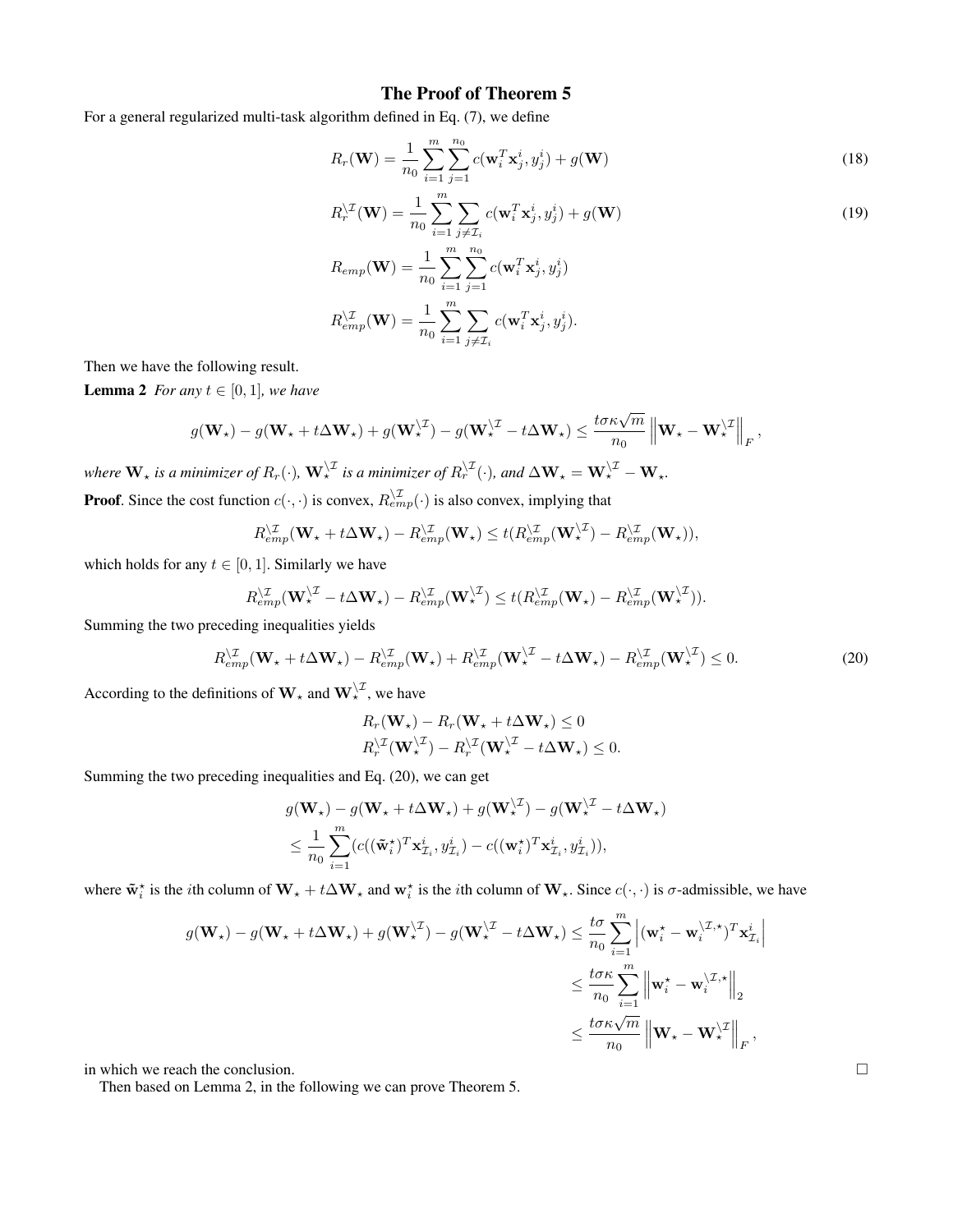## The Proof of Theorem 5

For a general regularized multi-task algorithm defined in Eq. (7), we define

$$R_r(\mathbf{W}) = \frac{1}{n_0}\sum_{i=1}^{m}\sum_{j=1}^{n_0} c(\mathbf{w}_i^T\mathbf{x}_j^i, y_j^i) + g(\mathbf{W}) \tag{18}$$

$$R_r^{\setminus\mathcal{I}}(\mathbf{W}) = \frac{1}{n_0}\sum_{i=1}^{m}\sum_{j\neq\mathcal{I}_i} c(\mathbf{w}_i^T\mathbf{x}_j^i, y_j^i) + g(\mathbf{W}) \tag{19}$$

$$R_{emp}(\mathbf{W}) = \frac{1}{n_0}\sum_{i=1}^{m}\sum_{j=1}^{n_0} c(\mathbf{w}_i^T\mathbf{x}_j^i, y_j^i)$$

$$R_{emp}^{\setminus\mathcal{I}}(\mathbf{W}) = \frac{1}{n_0}\sum_{i=1}^{m}\sum_{j\neq\mathcal{I}_i} c(\mathbf{w}_i^T\mathbf{x}_j^i, y_j^i).$$

Then we have the following result.

**Lemma 2** *For any $t \in [0, 1]$, we have*

$$g(\mathbf{W}_\star) - g(\mathbf{W}_\star + t\Delta\mathbf{W}_\star) + g(\mathbf{W}_\star^{\setminus\mathcal{I}}) - g(\mathbf{W}_\star^{\setminus\mathcal{I}} - t\Delta\mathbf{W}_\star) \leq \frac{t\sigma\kappa\sqrt{m}}{n_0}\left\|\mathbf{W}_\star - \mathbf{W}_\star^{\setminus\mathcal{I}}\right\|_F,$$

*where $\mathbf{W}_\star$ is a minimizer of $R_r(\cdot)$, $\mathbf{W}_\star^{\setminus\mathcal{I}}$ is a minimizer of $R_r^{\setminus\mathcal{I}}(\cdot)$, and $\Delta\mathbf{W}_\star = \mathbf{W}_\star^{\setminus\mathcal{I}} - \mathbf{W}_\star$.*

**Proof**. Since the cost function $c(\cdot,\cdot)$ is convex, $R_{emp}^{\setminus\mathcal{I}}(\cdot)$ is also convex, implying that

$$R_{emp}^{\setminus\mathcal{I}}(\mathbf{W}_\star + t\Delta\mathbf{W}_\star) - R_{emp}^{\setminus\mathcal{I}}(\mathbf{W}_\star) \leq t(R_{emp}^{\setminus\mathcal{I}}(\mathbf{W}_\star^{\setminus\mathcal{I}}) - R_{emp}^{\setminus\mathcal{I}}(\mathbf{W}_\star)),$$

which holds for any $t \in [0, 1]$. Similarly we have

$$R_{emp}^{\setminus\mathcal{I}}(\mathbf{W}_\star^{\setminus\mathcal{I}} - t\Delta\mathbf{W}_\star) - R_{emp}^{\setminus\mathcal{I}}(\mathbf{W}_\star^{\setminus\mathcal{I}}) \leq t(R_{emp}^{\setminus\mathcal{I}}(\mathbf{W}_\star) - R_{emp}^{\setminus\mathcal{I}}(\mathbf{W}_\star^{\setminus\mathcal{I}})).$$

Summing the two preceding inequalities yields

$$R_{emp}^{\setminus\mathcal{I}}(\mathbf{W}_\star + t\Delta\mathbf{W}_\star) - R_{emp}^{\setminus\mathcal{I}}(\mathbf{W}_\star) + R_{emp}^{\setminus\mathcal{I}}(\mathbf{W}_\star^{\setminus\mathcal{I}} - t\Delta\mathbf{W}_\star) - R_{emp}^{\setminus\mathcal{I}}(\mathbf{W}_\star^{\setminus\mathcal{I}}) \leq 0. \tag{20}$$

According to the definitions of $\mathbf{W}_\star$ and $\mathbf{W}_\star^{\setminus\mathcal{I}}$, we have

$$R_r(\mathbf{W}_\star) - R_r(\mathbf{W}_\star + t\Delta\mathbf{W}_\star) \leq 0$$
$$R_r^{\setminus\mathcal{I}}(\mathbf{W}_\star^{\setminus\mathcal{I}}) - R_r^{\setminus\mathcal{I}}(\mathbf{W}_\star^{\setminus\mathcal{I}} - t\Delta\mathbf{W}_\star) \leq 0.$$

Summing the two preceding inequalities and Eq. (20), we can get

$$\begin{aligned}
&g(\mathbf{W}_\star) - g(\mathbf{W}_\star + t\Delta\mathbf{W}_\star) + g(\mathbf{W}_\star^{\setminus\mathcal{I}}) - g(\mathbf{W}_\star^{\setminus\mathcal{I}} - t\Delta\mathbf{W}_\star)\\
&\leq \frac{1}{n_0}\sum_{i=1}^{m}(c((\tilde{\mathbf{w}}_i^\star)^T\mathbf{x}_{\mathcal{I}_i}^i, y_{\mathcal{I}_i}^i) - c((\mathbf{w}_i^\star)^T\mathbf{x}_{\mathcal{I}_i}^i, y_{\mathcal{I}_i}^i)),
\end{aligned}$$

where $\tilde{\mathbf{w}}_i^\star$ is the $i$th column of $\mathbf{W}_\star + t\Delta\mathbf{W}_\star$ and $\mathbf{w}_i^\star$ is the $i$th column of $\mathbf{W}_\star$. Since $c(\cdot,\cdot)$ is $\sigma$-admissible, we have

$$\begin{aligned}
g(\mathbf{W}_\star) - g(\mathbf{W}_\star + t\Delta\mathbf{W}_\star) + g(\mathbf{W}_\star^{\setminus\mathcal{I}}) - g(\mathbf{W}_\star^{\setminus\mathcal{I}} - t\Delta\mathbf{W}_\star) &\leq \frac{t\sigma}{n_0}\sum_{i=1}^{m}\left|(\mathbf{w}_i^\star - \mathbf{w}_i^{\setminus\mathcal{I},\star})^T\mathbf{x}_{\mathcal{I}_i}^i\right|\\
&\leq \frac{t\sigma\kappa}{n_0}\sum_{i=1}^{m}\left\|\mathbf{w}_i^\star - \mathbf{w}_i^{\setminus\mathcal{I},\star}\right\|_2\\
&\leq \frac{t\sigma\kappa\sqrt{m}}{n_0}\left\|\mathbf{W}_\star - \mathbf{W}_\star^{\setminus\mathcal{I}}\right\|_F,
\end{aligned}$$

in which we reach the conclusion. □

Then based on Lemma 2, in the following we can prove Theorem 5.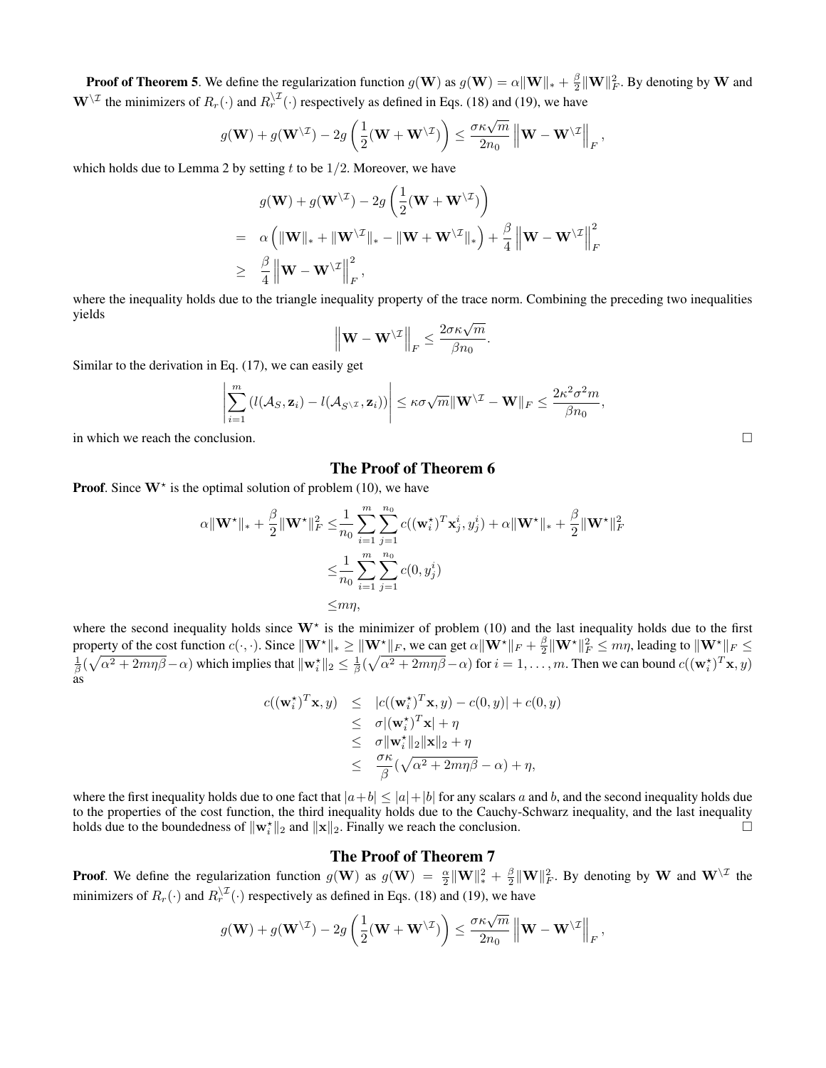**Proof of Theorem 5**. We define the regularization function $g(\mathbf{W})$ as $g(\mathbf{W}) = \alpha\|\mathbf{W}\|_* + \frac{\beta}{2}\|\mathbf{W}\|_F^2$. By denoting by $\mathbf{W}$ and $\mathbf{W}^{\setminus\mathcal{I}}$ the minimizers of $R_r(\cdot)$ and $R_r^{\setminus\mathcal{I}}(\cdot)$ respectively as defined in Eqs. (18) and (19), we have

$$g(\mathbf{W}) + g(\mathbf{W}^{\setminus\mathcal{I}}) - 2g\left(\frac{1}{2}(\mathbf{W} + \mathbf{W}^{\setminus\mathcal{I}})\right) \leq \frac{\sigma\kappa\sqrt{m}}{2n_0}\left\|\mathbf{W} - \mathbf{W}^{\setminus\mathcal{I}}\right\|_F,$$

which holds due to Lemma 2 by setting $t$ to be $1/2$. Moreover, we have

$$\begin{aligned}
& g(\mathbf{W}) + g(\mathbf{W}^{\setminus\mathcal{I}}) - 2g\left(\frac{1}{2}(\mathbf{W} + \mathbf{W}^{\setminus\mathcal{I}})\right) \\
= \;& \alpha\left(\|\mathbf{W}\|_* + \|\mathbf{W}^{\setminus\mathcal{I}}\|_* - \|\mathbf{W} + \mathbf{W}^{\setminus\mathcal{I}}\|_*\right) + \frac{\beta}{4}\left\|\mathbf{W} - \mathbf{W}^{\setminus\mathcal{I}}\right\|_F^2 \\
\geq \;& \frac{\beta}{4}\left\|\mathbf{W} - \mathbf{W}^{\setminus\mathcal{I}}\right\|_F^2,
\end{aligned}$$

where the inequality holds due to the triangle inequality property of the trace norm. Combining the preceding two inequalities yields

$$\left\|\mathbf{W} - \mathbf{W}^{\setminus\mathcal{I}}\right\|_F \leq \frac{2\sigma\kappa\sqrt{m}}{\beta n_0}.$$

Similar to the derivation in Eq. (17), we can easily get

$$\left|\sum_{i=1}^{m}\left(l(\mathcal{A}_S, \mathbf{z}_i) - l(\mathcal{A}_{S^{\setminus\mathcal{I}}}, \mathbf{z}_i)\right)\right| \leq \kappa\sigma\sqrt{m}\|\mathbf{W}^{\setminus\mathcal{I}} - \mathbf{W}\|_F \leq \frac{2\kappa^2\sigma^2 m}{\beta n_0},$$

in which we reach the conclusion. □

## The Proof of Theorem 6

**Proof**. Since $\mathbf{W}^\star$ is the optimal solution of problem (10), we have

$$\begin{aligned}
\alpha\|\mathbf{W}^\star\|_* + \frac{\beta}{2}\|\mathbf{W}^\star\|_F^2 \leq & \frac{1}{n_0}\sum_{i=1}^{m}\sum_{j=1}^{n_0} c((\mathbf{w}_i^\star)^T\mathbf{x}_j^i, y_j^i) + \alpha\|\mathbf{W}^\star\|_* + \frac{\beta}{2}\|\mathbf{W}^\star\|_F^2 \\
\leq & \frac{1}{n_0}\sum_{i=1}^{m}\sum_{j=1}^{n_0} c(0, y_j^i) \\
\leq & m\eta,
\end{aligned}$$

where the second inequality holds since $\mathbf{W}^\star$ is the minimizer of problem (10) and the last inequality holds due to the first property of the cost function $c(\cdot,\cdot)$. Since $\|\mathbf{W}^\star\|_* \geq \|\mathbf{W}^\star\|_F$, we can get $\alpha\|\mathbf{W}^\star\|_F + \frac{\beta}{2}\|\mathbf{W}^\star\|_F^2 \leq m\eta$, leading to $\|\mathbf{W}^\star\|_F \leq \frac{1}{\beta}(\sqrt{\alpha^2 + 2m\eta\beta} - \alpha)$ which implies that $\|\mathbf{w}_i^\star\|_2 \leq \frac{1}{\beta}(\sqrt{\alpha^2 + 2m\eta\beta} - \alpha)$ for $i = 1, \ldots, m$. Then we can bound $c((\mathbf{w}_i^\star)^T\mathbf{x}, y)$ as

$$\begin{aligned}
c((\mathbf{w}_i^\star)^T\mathbf{x}, y) &\leq |c((\mathbf{w}_i^\star)^T\mathbf{x}, y) - c(0, y)| + c(0, y) \\
&\leq \sigma|(\mathbf{w}_i^\star)^T\mathbf{x}| + \eta \\
&\leq \sigma\|\mathbf{w}_i^\star\|_2\|\mathbf{x}\|_2 + \eta \\
&\leq \frac{\sigma\kappa}{\beta}(\sqrt{\alpha^2 + 2m\eta\beta} - \alpha) + \eta,
\end{aligned}$$

where the first inequality holds due to one fact that $|a+b| \leq |a| + |b|$ for any scalars $a$ and $b$, and the second inequality holds due to the properties of the cost function, the third inequality holds due to the Cauchy-Schwarz inequality, and the last inequality holds due to the boundedness of $\|\mathbf{w}_i^\star\|_2$ and $\|\mathbf{x}\|_2$. Finally we reach the conclusion. □

## The Proof of Theorem 7

**Proof**. We define the regularization function $g(\mathbf{W})$ as $g(\mathbf{W}) = \frac{\alpha}{2}\|\mathbf{W}\|_*^2 + \frac{\beta}{2}\|\mathbf{W}\|_F^2$. By denoting by $\mathbf{W}$ and $\mathbf{W}^{\setminus\mathcal{I}}$ the minimizers of $R_r(\cdot)$ and $R_r^{\setminus\mathcal{I}}(\cdot)$ respectively as defined in Eqs. (18) and (19), we have

$$g(\mathbf{W}) + g(\mathbf{W}^{\setminus\mathcal{I}}) - 2g\left(\frac{1}{2}(\mathbf{W} + \mathbf{W}^{\setminus\mathcal{I}})\right) \leq \frac{\sigma\kappa\sqrt{m}}{2n_0}\left\|\mathbf{W} - \mathbf{W}^{\setminus\mathcal{I}}\right\|_F,$$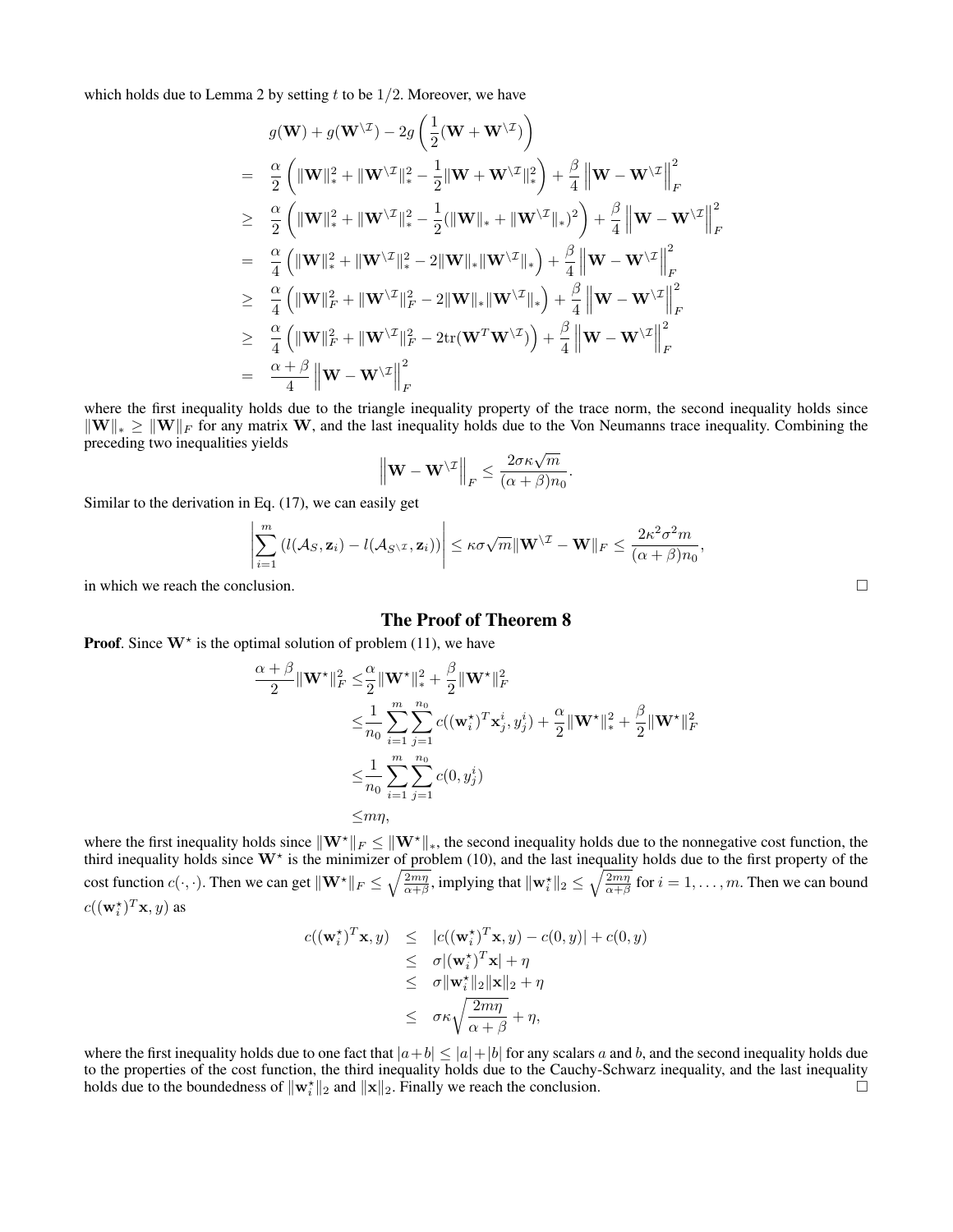which holds due to Lemma 2 by setting $t$ to be $1/2$. Moreover, we have

$$
\begin{aligned}
& g(\mathbf{W}) + g(\mathbf{W}^{\setminus \mathcal{I}}) - 2g\left(\frac{1}{2}(\mathbf{W} + \mathbf{W}^{\setminus \mathcal{I}})\right) \\
= \; & \frac{\alpha}{2}\left(\|\mathbf{W}\|_*^2 + \|\mathbf{W}^{\setminus \mathcal{I}}\|_*^2 - \frac{1}{2}\|\mathbf{W} + \mathbf{W}^{\setminus \mathcal{I}}\|_*^2\right) + \frac{\beta}{4}\left\|\mathbf{W} - \mathbf{W}^{\setminus \mathcal{I}}\right\|_F^2 \\
\geq \; & \frac{\alpha}{2}\left(\|\mathbf{W}\|_*^2 + \|\mathbf{W}^{\setminus \mathcal{I}}\|_*^2 - \frac{1}{2}(\|\mathbf{W}\|_* + \|\mathbf{W}^{\setminus \mathcal{I}}\|_*)^2\right) + \frac{\beta}{4}\left\|\mathbf{W} - \mathbf{W}^{\setminus \mathcal{I}}\right\|_F^2 \\
= \; & \frac{\alpha}{4}\left(\|\mathbf{W}\|_*^2 + \|\mathbf{W}^{\setminus \mathcal{I}}\|_*^2 - 2\|\mathbf{W}\|_*\|\mathbf{W}^{\setminus \mathcal{I}}\|_*\right) + \frac{\beta}{4}\left\|\mathbf{W} - \mathbf{W}^{\setminus \mathcal{I}}\right\|_F^2 \\
\geq \; & \frac{\alpha}{4}\left(\|\mathbf{W}\|_F^2 + \|\mathbf{W}^{\setminus \mathcal{I}}\|_F^2 - 2\|\mathbf{W}\|_*\|\mathbf{W}^{\setminus \mathcal{I}}\|_*\right) + \frac{\beta}{4}\left\|\mathbf{W} - \mathbf{W}^{\setminus \mathcal{I}}\right\|_F^2 \\
\geq \; & \frac{\alpha}{4}\left(\|\mathbf{W}\|_F^2 + \|\mathbf{W}^{\setminus \mathcal{I}}\|_F^2 - 2\mathrm{tr}(\mathbf{W}^T\mathbf{W}^{\setminus \mathcal{I}})\right) + \frac{\beta}{4}\left\|\mathbf{W} - \mathbf{W}^{\setminus \mathcal{I}}\right\|_F^2 \\
= \; & \frac{\alpha + \beta}{4}\left\|\mathbf{W} - \mathbf{W}^{\setminus \mathcal{I}}\right\|_F^2
\end{aligned}
$$

where the first inequality holds due to the triangle inequality property of the trace norm, the second inequality holds since $\|\mathbf{W}\|_* \geq \|\mathbf{W}\|_F$ for any matrix $\mathbf{W}$, and the last inequality holds due to the Von Neumanns trace inequality. Combining the preceding two inequalities yields

$$
\left\|\mathbf{W} - \mathbf{W}^{\setminus \mathcal{I}}\right\|_F \leq \frac{2\sigma\kappa\sqrt{m}}{(\alpha + \beta)n_0}.
$$

Similar to the derivation in Eq. (17), we can easily get

$$
\left|\sum_{i=1}^{m}\left(l(\mathcal{A}_S, \mathbf{z}_i) - l(\mathcal{A}_{S^{\setminus \mathcal{I}}}, \mathbf{z}_i)\right)\right| \leq \kappa\sigma\sqrt{m}\|\mathbf{W}^{\setminus \mathcal{I}} - \mathbf{W}\|_F \leq \frac{2\kappa^2\sigma^2 m}{(\alpha + \beta)n_0},
$$

in which we reach the conclusion. □

## The Proof of Theorem 8

**Proof**. Since $\mathbf{W}^\star$ is the optimal solution of problem (11), we have

$$
\begin{aligned}
\frac{\alpha + \beta}{2}\|\mathbf{W}^\star\|_F^2 \leq & \frac{\alpha}{2}\|\mathbf{W}^\star\|_*^2 + \frac{\beta}{2}\|\mathbf{W}^\star\|_F^2 \\
\leq & \frac{1}{n_0}\sum_{i=1}^{m}\sum_{j=1}^{n_0} c((\mathbf{w}_i^\star)^T\mathbf{x}_j^i, y_j^i) + \frac{\alpha}{2}\|\mathbf{W}^\star\|_*^2 + \frac{\beta}{2}\|\mathbf{W}^\star\|_F^2 \\
\leq & \frac{1}{n_0}\sum_{i=1}^{m}\sum_{j=1}^{n_0} c(0, y_j^i) \\
\leq & m\eta,
\end{aligned}
$$

where the first inequality holds since $\|\mathbf{W}^\star\|_F \leq \|\mathbf{W}^\star\|_*$, the second inequality holds due to the nonnegative cost function, the third inequality holds since $\mathbf{W}^\star$ is the minimizer of problem (10), and the last inequality holds due to the first property of the cost function $c(\cdot, \cdot)$. Then we can get $\|\mathbf{W}^\star\|_F \leq \sqrt{\frac{2m\eta}{\alpha+\beta}}$, implying that $\|\mathbf{w}_i^\star\|_2 \leq \sqrt{\frac{2m\eta}{\alpha+\beta}}$ for $i = 1, \ldots, m$. Then we can bound $c((\mathbf{w}_i^\star)^T\mathbf{x}, y)$ as

$$
\begin{aligned}
c((\mathbf{w}_i^\star)^T\mathbf{x}, y) \leq \; & |c((\mathbf{w}_i^\star)^T\mathbf{x}, y) - c(0, y)| + c(0, y) \\
\leq \; & \sigma|(\mathbf{w}_i^\star)^T\mathbf{x}| + \eta \\
\leq \; & \sigma\|\mathbf{w}_i^\star\|_2\|\mathbf{x}\|_2 + \eta \\
\leq \; & \sigma\kappa\sqrt{\frac{2m\eta}{\alpha + \beta}} + \eta,
\end{aligned}
$$

where the first inequality holds due to one fact that $|a+b| \leq |a|+|b|$ for any scalars $a$ and $b$, and the second inequality holds due to the properties of the cost function, the third inequality holds due to the Cauchy-Schwarz inequality, and the last inequality holds due to the boundedness of $\|\mathbf{w}_i^\star\|_2$ and $\|\mathbf{x}\|_2$. Finally we reach the conclusion. □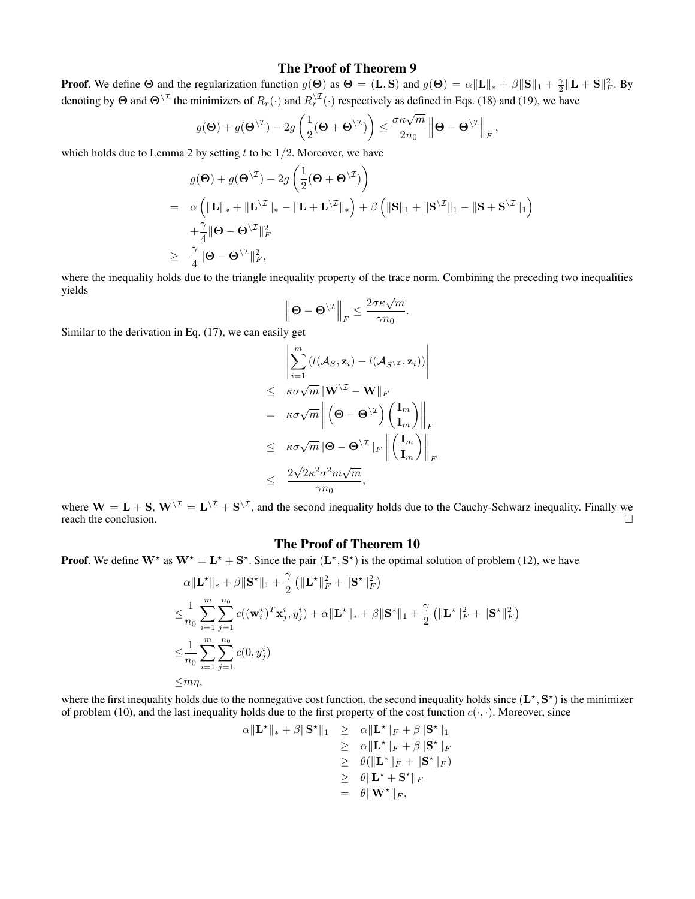## The Proof of Theorem 9

**Proof**. We define $\boldsymbol{\Theta}$ and the regularization function $g(\boldsymbol{\Theta})$ as $\boldsymbol{\Theta} = (\mathbf{L}, \mathbf{S})$ and $g(\boldsymbol{\Theta}) = \alpha\|\mathbf{L}\|_* + \beta\|\mathbf{S}\|_1 + \frac{\gamma}{2}\|\mathbf{L}+\mathbf{S}\|_F^2$. By denoting by $\boldsymbol{\Theta}$ and $\boldsymbol{\Theta}^{\setminus\mathcal{I}}$ the minimizers of $R_r(\cdot)$ and $R_r^{\setminus\mathcal{I}}(\cdot)$ respectively as defined in Eqs. (18) and (19), we have

$$
g(\boldsymbol{\Theta}) + g(\boldsymbol{\Theta}^{\setminus\mathcal{I}}) - 2g\left(\frac{1}{2}(\boldsymbol{\Theta}+\boldsymbol{\Theta}^{\setminus\mathcal{I}})\right) \leq \frac{\sigma\kappa\sqrt{m}}{2n_0}\left\|\boldsymbol{\Theta}-\boldsymbol{\Theta}^{\setminus\mathcal{I}}\right\|_F,
$$

which holds due to Lemma 2 by setting $t$ to be $1/2$. Moreover, we have

$$
\begin{aligned}
& g(\boldsymbol{\Theta}) + g(\boldsymbol{\Theta}^{\setminus\mathcal{I}}) - 2g\left(\frac{1}{2}(\boldsymbol{\Theta}+\boldsymbol{\Theta}^{\setminus\mathcal{I}})\right) \\
= \ & \alpha\left(\|\mathbf{L}\|_* + \|\mathbf{L}^{\setminus\mathcal{I}}\|_* - \|\mathbf{L}+\mathbf{L}^{\setminus\mathcal{I}}\|_*\right) + \beta\left(\|\mathbf{S}\|_1 + \|\mathbf{S}^{\setminus\mathcal{I}}\|_1 - \|\mathbf{S}+\mathbf{S}^{\setminus\mathcal{I}}\|_1\right) \\
& + \frac{\gamma}{4}\|\boldsymbol{\Theta}-\boldsymbol{\Theta}^{\setminus\mathcal{I}}\|_F^2 \\
\geq \ & \frac{\gamma}{4}\|\boldsymbol{\Theta}-\boldsymbol{\Theta}^{\setminus\mathcal{I}}\|_F^2,
\end{aligned}
$$

where the inequality holds due to the triangle inequality property of the trace norm. Combining the preceding two inequalities yields

$$
\left\|\boldsymbol{\Theta}-\boldsymbol{\Theta}^{\setminus\mathcal{I}}\right\|_F \leq \frac{2\sigma\kappa\sqrt{m}}{\gamma n_0}.
$$

Similar to the derivation in Eq. (17), we can easily get

$$
\begin{aligned}
& \left|\sum_{i=1}^{m}\left(l(\mathcal{A}_S, \mathbf{z}_i) - l(\mathcal{A}_{S^{\setminus\mathcal{I}}}, \mathbf{z}_i)\right)\right| \\
\leq \ & \kappa\sigma\sqrt{m}\|\mathbf{W}^{\setminus\mathcal{I}} - \mathbf{W}\|_F \\
= \ & \kappa\sigma\sqrt{m}\left\|\left(\boldsymbol{\Theta}-\boldsymbol{\Theta}^{\setminus\mathcal{I}}\right)\begin{pmatrix}\mathbf{I}_m \\ \mathbf{I}_m\end{pmatrix}\right\|_F \\
\leq \ & \kappa\sigma\sqrt{m}\|\boldsymbol{\Theta}-\boldsymbol{\Theta}^{\setminus\mathcal{I}}\|_F\left\|\begin{pmatrix}\mathbf{I}_m \\ \mathbf{I}_m\end{pmatrix}\right\|_F \\
\leq \ & \frac{2\sqrt{2}\kappa^2\sigma^2 m\sqrt{m}}{\gamma n_0},
\end{aligned}
$$

where $\mathbf{W} = \mathbf{L} + \mathbf{S}$, $\mathbf{W}^{\setminus\mathcal{I}} = \mathbf{L}^{\setminus\mathcal{I}} + \mathbf{S}^{\setminus\mathcal{I}}$, and the second inequality holds due to the Cauchy-Schwarz inequality. Finally we reach the conclusion. □

## The Proof of Theorem 10

**Proof**. We define $\mathbf{W}^\star$ as $\mathbf{W}^\star = \mathbf{L}^\star + \mathbf{S}^\star$. Since the pair $(\mathbf{L}^\star, \mathbf{S}^\star)$ is the optimal solution of problem (12), we have

$$
\begin{aligned}
& \alpha\|\mathbf{L}^\star\|_* + \beta\|\mathbf{S}^\star\|_1 + \frac{\gamma}{2}\left(\|\mathbf{L}^\star\|_F^2 + \|\mathbf{S}^\star\|_F^2\right) \\
\leq & \frac{1}{n_0}\sum_{i=1}^{m}\sum_{j=1}^{n_0} c((\mathbf{w}_i^\star)^T\mathbf{x}_j^i, y_j^i) + \alpha\|\mathbf{L}^\star\|_* + \beta\|\mathbf{S}^\star\|_1 + \frac{\gamma}{2}\left(\|\mathbf{L}^\star\|_F^2 + \|\mathbf{S}^\star\|_F^2\right) \\
\leq & \frac{1}{n_0}\sum_{i=1}^{m}\sum_{j=1}^{n_0} c(0, y_j^i) \\
\leq & m\eta,
\end{aligned}
$$

where the first inequality holds due to the nonnegative cost function, the second inequality holds since $(\mathbf{L}^\star, \mathbf{S}^\star)$ is the minimizer of problem (10), and the last inequality holds due to the first property of the cost function $c(\cdot,\cdot)$. Moreover, since

$$
\begin{aligned}
\alpha\|\mathbf{L}^\star\|_* + \beta\|\mathbf{S}^\star\|_1 & \geq \alpha\|\mathbf{L}^\star\|_F + \beta\|\mathbf{S}^\star\|_1 \\
& \geq \alpha\|\mathbf{L}^\star\|_F + \beta\|\mathbf{S}^\star\|_F \\
& \geq \theta(\|\mathbf{L}^\star\|_F + \|\mathbf{S}^\star\|_F) \\
& \geq \theta\|\mathbf{L}^\star + \mathbf{S}^\star\|_F \\
& = \theta\|\mathbf{W}^\star\|_F,
\end{aligned}
$$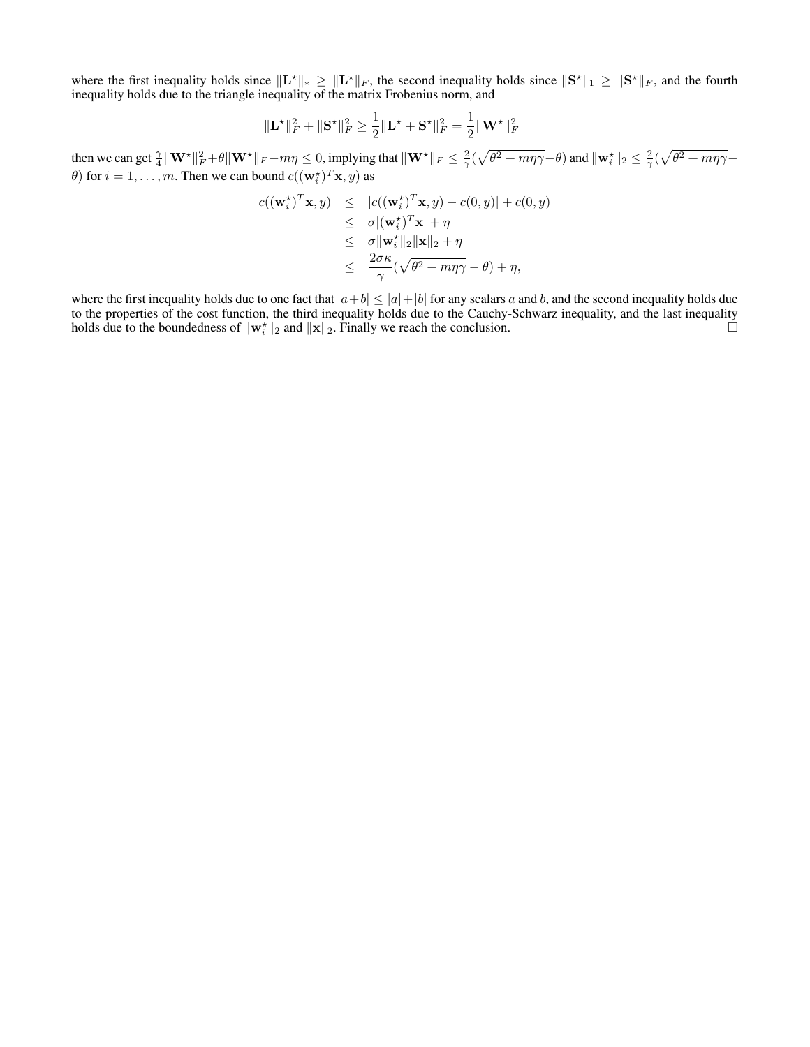where the first inequality holds since $\|\mathbf{L}^\star\|_* \geq \|\mathbf{L}^\star\|_F$, the second inequality holds since $\|\mathbf{S}^\star\|_1 \geq \|\mathbf{S}^\star\|_F$, and the fourth inequality holds due to the triangle inequality of the matrix Frobenius norm, and

$$\|\mathbf{L}^\star\|_F^2 + \|\mathbf{S}^\star\|_F^2 \geq \frac{1}{2}\|\mathbf{L}^\star + \mathbf{S}^\star\|_F^2 = \frac{1}{2}\|\mathbf{W}^\star\|_F^2$$

then we can get $\frac{\gamma}{4}\|\mathbf{W}^\star\|_F^2 + \theta\|\mathbf{W}^\star\|_F - m\eta \leq 0$, implying that $\|\mathbf{W}^\star\|_F \leq \frac{2}{\gamma}(\sqrt{\theta^2 + m\eta\gamma} - \theta)$ and $\|\mathbf{w}_i^\star\|_2 \leq \frac{2}{\gamma}(\sqrt{\theta^2 + m\eta\gamma} - \theta)$ for $i = 1, \ldots, m$. Then we can bound $c((\mathbf{w}_i^\star)^T\mathbf{x}, y)$ as

$$
\begin{aligned}
c((\mathbf{w}_i^\star)^T\mathbf{x}, y) &\leq |c((\mathbf{w}_i^\star)^T\mathbf{x}, y) - c(0, y)| + c(0, y) \\
&\leq \sigma|(\mathbf{w}_i^\star)^T\mathbf{x}| + \eta \\
&\leq \sigma\|\mathbf{w}_i^\star\|_2\|\mathbf{x}\|_2 + \eta \\
&\leq \frac{2\sigma\kappa}{\gamma}(\sqrt{\theta^2 + m\eta\gamma} - \theta) + \eta,
\end{aligned}
$$

where the first inequality holds due to one fact that $|a+b| \leq |a| + |b|$ for any scalars $a$ and $b$, and the second inequality holds due to the properties of the cost function, the third inequality holds due to the Cauchy-Schwarz inequality, and the last inequality holds due to the boundedness of $\|\mathbf{w}_i^\star\|_2$ and $\|\mathbf{x}\|_2$. Finally we reach the conclusion. □